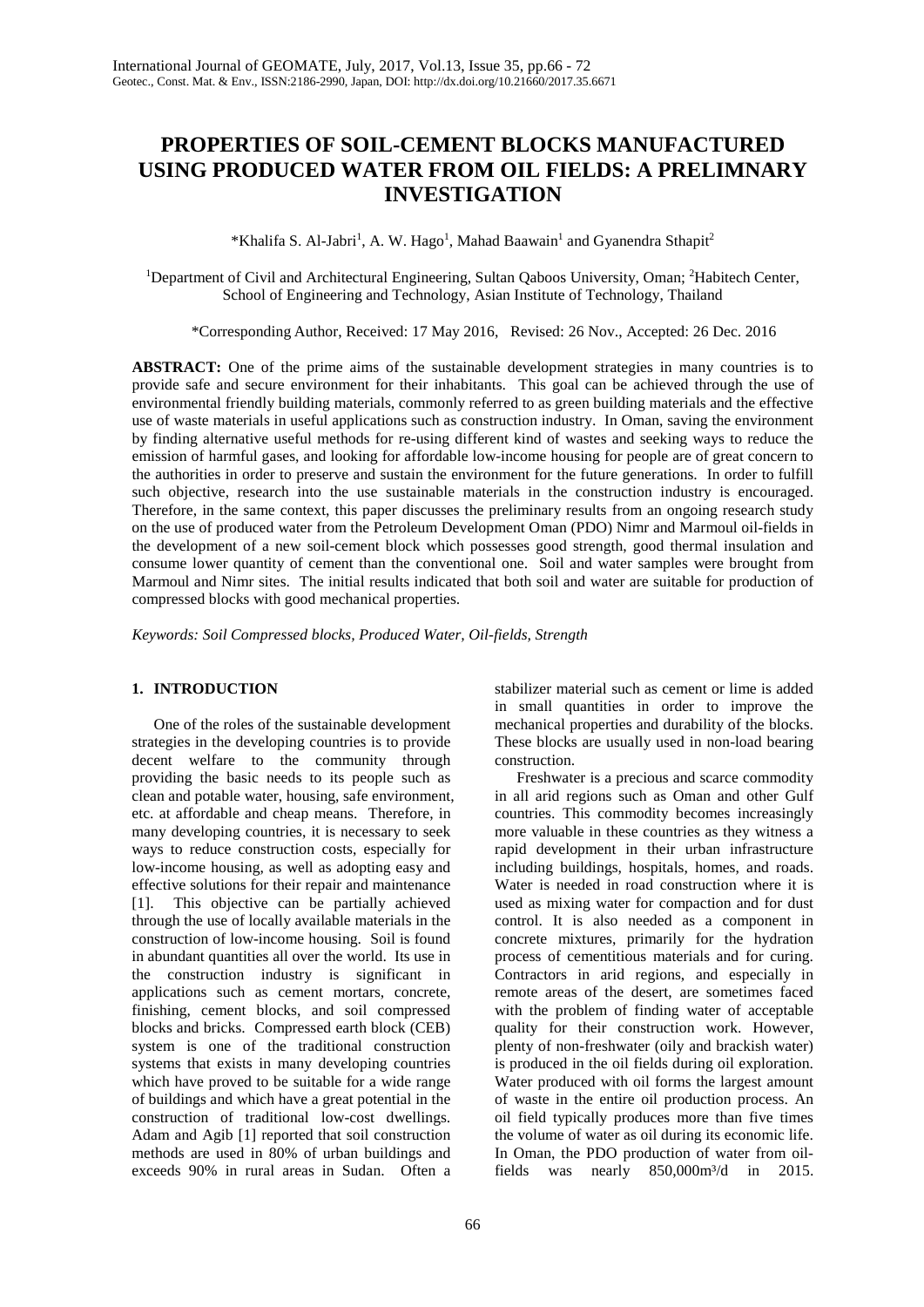# PROPERTIES OF SOIL-CEMENT BLOCKS MANUFACTURED USING PRODUCED WATER FROM OIL FIELDS: A PRELIMNARY INVESTIGATION

*Khalifa S. Al-Jabri[1], A. W. Hago[1], Mahad Baawain[1] and Gyanendra Sthapit[2]

[1]Department of Civil and Architectural Engineering, Sultan Qaboos University, Oman; [2]Habitech Center, School of Engineering and Technology, Asian Institute of Technology, Thailand

*Corresponding Author, Received: 17 May 2016, Revised: 26 Nov., Accepted: 26 Dec. 2016

**ABSTRACT:** One of the prime aims of the sustainable development strategies in many countries is to provide safe and secure environment for their inhabitants. This goal can be achieved through the use of environmental friendly building materials, commonly referred to as green building materials and the effective use of waste materials in useful applications such as construction industry. In Oman, saving the environment by finding alternative useful methods for re-using different kind of wastes and seeking ways to reduce the emission of harmful gases, and looking for affordable low-income housing for people are of great concern to the authorities in order to preserve and sustain the environment for the future generations. In order to fulfill such objective, research into the use sustainable materials in the construction industry is encouraged. Therefore, in the same context, this paper discusses the preliminary results from an ongoing research study on the use of produced water from the Petroleum Development Oman (PDO) Nimr and Marmoul oil-fields in the development of a new soil-cement block which possesses good strength, good thermal insulation and consume lower quantity of cement than the conventional one. Soil and water samples were brought from Marmoul and Nimr sites. The initial results indicated that both soil and water are suitable for production of compressed blocks with good mechanical properties.

*Keywords: Soil Compressed blocks, Produced Water, Oil-fields, Strength*

## 1. INTRODUCTION

One of the roles of the sustainable development strategies in the developing countries is to provide decent welfare to the community through providing the basic needs to its people such as clean and potable water, housing, safe environment, etc. at affordable and cheap means. Therefore, in many developing countries, it is necessary to seek ways to reduce construction costs, especially for low-income housing, as well as adopting easy and effective solutions for their repair and maintenance [1]. This objective can be partially achieved through the use of locally available materials in the construction of low-income housing. Soil is found in abundant quantities all over the world. Its use in the construction industry is significant in applications such as cement mortars, concrete, finishing, cement blocks, and soil compressed blocks and bricks. Compressed earth block (CEB) system is one of the traditional construction systems that exists in many developing countries which have proved to be suitable for a wide range of buildings and which have a great potential in the construction of traditional low-cost dwellings. Adam and Agib [1] reported that soil construction methods are used in 80% of urban buildings and exceeds 90% in rural areas in Sudan. Often a stabilizer material such as cement or lime is added in small quantities in order to improve the mechanical properties and durability of the blocks. These blocks are usually used in non-load bearing construction.

Freshwater is a precious and scarce commodity in all arid regions such as Oman and other Gulf countries. This commodity becomes increasingly more valuable in these countries as they witness a rapid development in their urban infrastructure including buildings, hospitals, homes, and roads. Water is needed in road construction where it is used as mixing water for compaction and for dust control. It is also needed as a component in concrete mixtures, primarily for the hydration process of cementitious materials and for curing. Contractors in arid regions, and especially in remote areas of the desert, are sometimes faced with the problem of finding water of acceptable quality for their construction work. However, plenty of non-freshwater (oily and brackish water) is produced in the oil fields during oil exploration. Water produced with oil forms the largest amount of waste in the entire oil production process. An oil field typically produces more than five times the volume of water as oil during its economic life. In Oman, the PDO production of water from oil-fields was nearly 850,000m³/d in 2015.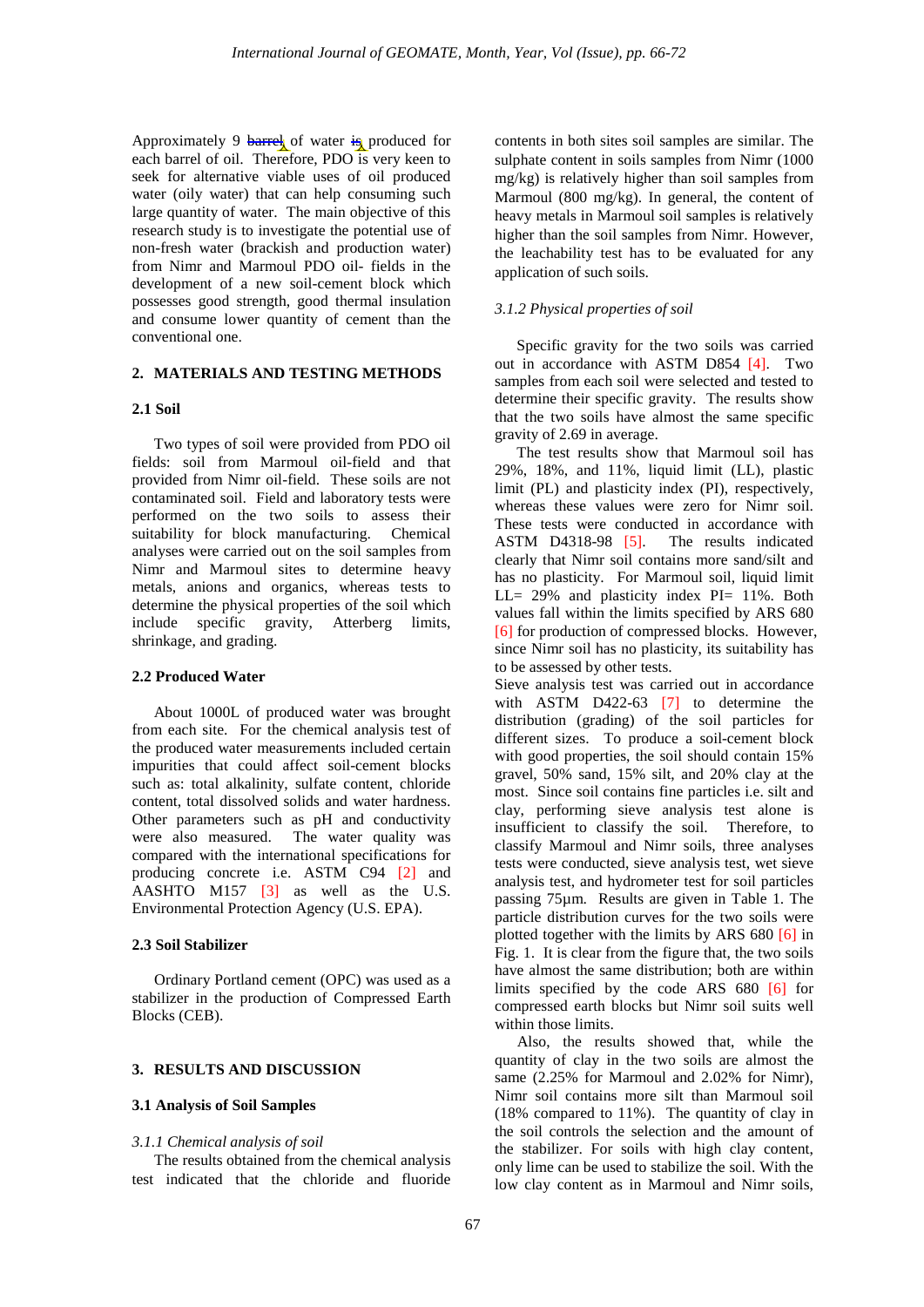Approximately 9 barrel of water is produced for each barrel of oil. Therefore, PDO is very keen to seek for alternative viable uses of oil produced water (oily water) that can help consuming such large quantity of water. The main objective of this research study is to investigate the potential use of non-fresh water (brackish and production water) from Nimr and Marmoul PDO oil- fields in the development of a new soil-cement block which possesses good strength, good thermal insulation and consume lower quantity of cement than the conventional one.

## 2. MATERIALS AND TESTING METHODS

### 2.1 Soil

Two types of soil were provided from PDO oil fields: soil from Marmoul oil-field and that provided from Nimr oil-field. These soils are not contaminated soil. Field and laboratory tests were performed on the two soils to assess their suitability for block manufacturing. Chemical analyses were carried out on the soil samples from Nimr and Marmoul sites to determine heavy metals, anions and organics, whereas tests to determine the physical properties of the soil which include specific gravity, Atterberg limits, shrinkage, and grading.

### 2.2 Produced Water

About 1000L of produced water was brought from each site. For the chemical analysis test of the produced water measurements included certain impurities that could affect soil-cement blocks such as: total alkalinity, sulfate content, chloride content, total dissolved solids and water hardness. Other parameters such as pH and conductivity were also measured. The water quality was compared with the international specifications for producing concrete i.e. ASTM C94 [2] and AASHTO M157 [3] as well as the U.S. Environmental Protection Agency (U.S. EPA).

### 2.3 Soil Stabilizer

Ordinary Portland cement (OPC) was used as a stabilizer in the production of Compressed Earth Blocks (CEB).

## 3. RESULTS AND DISCUSSION

### 3.1 Analysis of Soil Samples

*3.1.1 Chemical analysis of soil*

The results obtained from the chemical analysis test indicated that the chloride and fluoride contents in both sites soil samples are similar. The sulphate content in soils samples from Nimr (1000 mg/kg) is relatively higher than soil samples from Marmoul (800 mg/kg). In general, the content of heavy metals in Marmoul soil samples is relatively higher than the soil samples from Nimr. However, the leachability test has to be evaluated for any application of such soils.

*3.1.2 Physical properties of soil*

Specific gravity for the two soils was carried out in accordance with ASTM D854 [4]. Two samples from each soil were selected and tested to determine their specific gravity. The results show that the two soils have almost the same specific gravity of 2.69 in average.

The test results show that Marmoul soil has 29%, 18%, and 11%, liquid limit (LL), plastic limit (PL) and plasticity index (PI), respectively, whereas these values were zero for Nimr soil. These tests were conducted in accordance with ASTM D4318-98 [5]. The results indicated clearly that Nimr soil contains more sand/silt and has no plasticity. For Marmoul soil, liquid limit LL= 29% and plasticity index PI= 11%. Both values fall within the limits specified by ARS 680 [6] for production of compressed blocks. However, since Nimr soil has no plasticity, its suitability has to be assessed by other tests.

Sieve analysis test was carried out in accordance with ASTM D422-63 [7] to determine the distribution (grading) of the soil particles for different sizes. To produce a soil-cement block with good properties, the soil should contain 15% gravel, 50% sand, 15% silt, and 20% clay at the most. Since soil contains fine particles i.e. silt and clay, performing sieve analysis test alone is insufficient to classify the soil. Therefore, to classify Marmoul and Nimr soils, three analyses tests were conducted, sieve analysis test, wet sieve analysis test, and hydrometer test for soil particles passing 75μm. Results are given in Table 1. The particle distribution curves for the two soils were plotted together with the limits by ARS 680 [6] in Fig. 1. It is clear from the figure that, the two soils have almost the same distribution; both are within limits specified by the code ARS 680 [6] for compressed earth blocks but Nimr soil suits well within those limits.

Also, the results showed that, while the quantity of clay in the two soils are almost the same (2.25% for Marmoul and 2.02% for Nimr), Nimr soil contains more silt than Marmoul soil (18% compared to 11%). The quantity of clay in the soil controls the selection and the amount of the stabilizer. For soils with high clay content, only lime can be used to stabilize the soil. With the low clay content as in Marmoul and Nimr soils,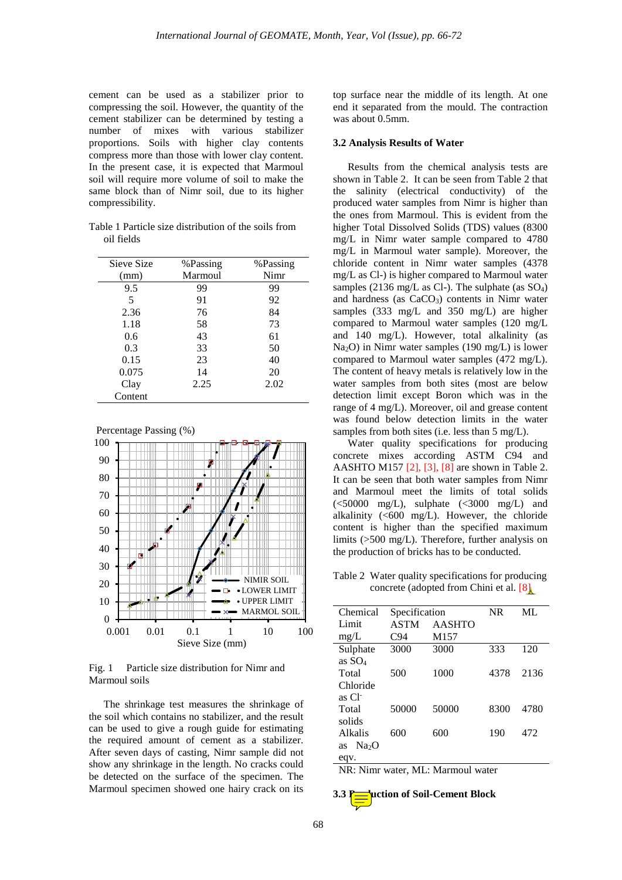cement can be used as a stabilizer prior to compressing the soil. However, the quantity of the cement stabilizer can be determined by testing a number of mixes with various stabilizer proportions. Soils with higher clay contents compress more than those with lower clay content. In the present case, it is expected that Marmoul soil will require more volume of soil to make the same block than of Nimr soil, due to its higher compressibility.

Table 1 Particle size distribution of the soils from oil fields

| Sieve Size (mm) | %Passing Marmoul | %Passing Nimr |
|---|---|---|
| 9.5 | 99 | 99 |
| 5 | 91 | 92 |
| 2.36 | 76 | 84 |
| 1.18 | 58 | 73 |
| 0.6 | 43 | 61 |
| 0.3 | 33 | 50 |
| 0.15 | 23 | 40 |
| 0.075 | 14 | 20 |
| Clay Content | 2.25 | 2.02 |

Fig. 1 Particle size distribution for Nimr and Marmoul soils

The shrinkage test measures the shrinkage of the soil which contains no stabilizer, and the result can be used to give a rough guide for estimating the required amount of cement as a stabilizer. After seven days of casting, Nimr sample did not show any shrinkage in the length. No cracks could be detected on the surface of the specimen. The Marmoul specimen showed one hairy crack on its top surface near the middle of its length. At one end it separated from the mould. The contraction was about 0.5mm.

### 3.2 Analysis Results of Water

Results from the chemical analysis tests are shown in Table 2. It can be seen from Table 2 that the salinity (electrical conductivity) of the produced water samples from Nimr is higher than the ones from Marmoul. This is evident from the higher Total Dissolved Solids (TDS) values (8300 mg/L in Nimr water sample compared to 4780 mg/L in Marmoul water sample). Moreover, the chloride content in Nimr water samples (4378 mg/L as Cl-) is higher compared to Marmoul water samples (2136 mg/L as Cl-). The sulphate (as $SO_4$) and hardness (as $CaCO_3$) contents in Nimr water samples (333 mg/L and 350 mg/L) are higher compared to Marmoul water samples (120 mg/L and 140 mg/L). However, total alkalinity (as $Na_2O$) in Nimr water samples (190 mg/L) is lower compared to Marmoul water samples (472 mg/L). The content of heavy metals is relatively low in the water samples from both sites (most are below detection limit except Boron which was in the range of 4 mg/L). Moreover, oil and grease content was found below detection limits in the water samples from both sites (i.e. less than 5 mg/L).

Water quality specifications for producing concrete mixes according ASTM C94 and AASHTO M157 [2], [3], [8] are shown in Table 2. It can be seen that both water samples from Nimr and Marmoul meet the limits of total solids (<50000 mg/L), sulphate (<3000 mg/L) and alkalinity (<600 mg/L). However, the chloride content is higher than the specified maximum limits (>500 mg/L). Therefore, further analysis on the production of bricks has to be conducted.

Table 2 Water quality specifications for producing concrete (adopted from Chini et al. [8]

| Chemical Limit mg/L | Specification ASTM C94 | AASHTO M157 | NR | ML |
|---|---|---|---|---|
| Sulphate as $SO_4$ | 3000 | 3000 | 333 | 120 |
| Total Chloride as $Cl^-$ | 500 | 1000 | 4378 | 2136 |
| Total solids | 50000 | 50000 | 8300 | 4780 |
| Alkalis as $Na_2O$ eqv. | 600 | 600 | 190 | 472 |

NR: Nimr water, ML: Marmoul water

### 3.3 Production of Soil-Cement Block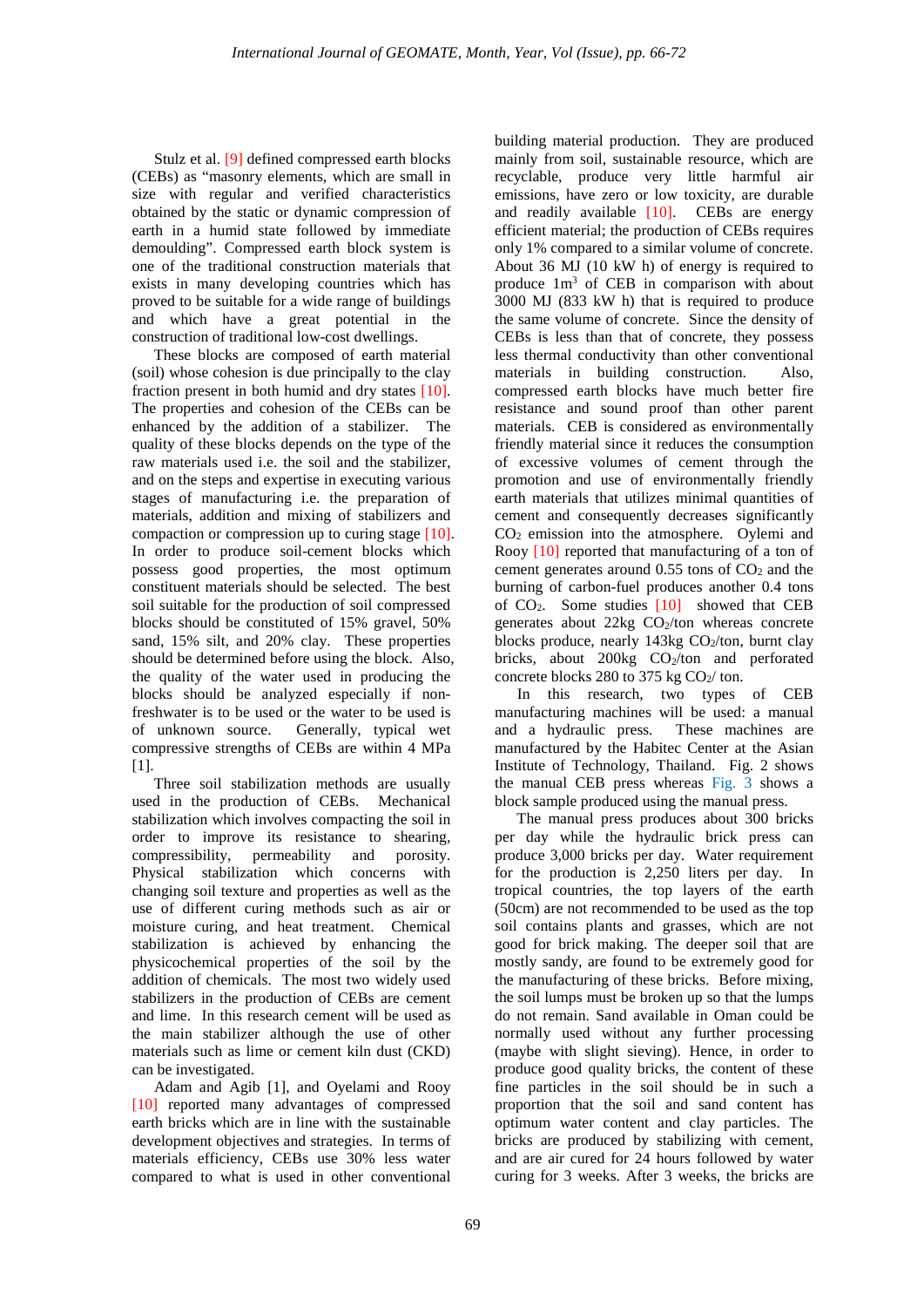Stulz et al. [9] defined compressed earth blocks (CEBs) as "masonry elements, which are small in size with regular and verified characteristics obtained by the static or dynamic compression of earth in a humid state followed by immediate demoulding". Compressed earth block system is one of the traditional construction materials that exists in many developing countries which has proved to be suitable for a wide range of buildings and which have a great potential in the construction of traditional low-cost dwellings.

These blocks are composed of earth material (soil) whose cohesion is due principally to the clay fraction present in both humid and dry states [10]. The properties and cohesion of the CEBs can be enhanced by the addition of a stabilizer. The quality of these blocks depends on the type of the raw materials used i.e. the soil and the stabilizer, and on the steps and expertise in executing various stages of manufacturing i.e. the preparation of materials, addition and mixing of stabilizers and compaction or compression up to curing stage [10]. In order to produce soil-cement blocks which possess good properties, the most optimum constituent materials should be selected. The best soil suitable for the production of soil compressed blocks should be constituted of 15% gravel, 50% sand, 15% silt, and 20% clay. These properties should be determined before using the block. Also, the quality of the water used in producing the blocks should be analyzed especially if non-freshwater is to be used or the water to be used is of unknown source. Generally, typical wet compressive strengths of CEBs are within 4 MPa [1].

Three soil stabilization methods are usually used in the production of CEBs. Mechanical stabilization which involves compacting the soil in order to improve its resistance to shearing, compressibility, permeability and porosity. Physical stabilization which concerns with changing soil texture and properties as well as the use of different curing methods such as air or moisture curing, and heat treatment. Chemical stabilization is achieved by enhancing the physicochemical properties of the soil by the addition of chemicals. The most two widely used stabilizers in the production of CEBs are cement and lime. In this research cement will be used as the main stabilizer although the use of other materials such as lime or cement kiln dust (CKD) can be investigated.

Adam and Agib [1], and Oyelami and Rooy [10] reported many advantages of compressed earth bricks which are in line with the sustainable development objectives and strategies. In terms of materials efficiency, CEBs use 30% less water compared to what is used in other conventional building material production. They are produced mainly from soil, sustainable resource, which are recyclable, produce very little harmful air emissions, have zero or low toxicity, are durable and readily available [10]. CEBs are energy efficient material; the production of CEBs requires only 1% compared to a similar volume of concrete. About 36 MJ (10 kW h) of energy is required to produce 1m$^3$ of CEB in comparison with about 3000 MJ (833 kW h) that is required to produce the same volume of concrete. Since the density of CEBs is less than that of concrete, they possess less thermal conductivity than other conventional materials in building construction. Also, compressed earth blocks have much better fire resistance and sound proof than other parent materials. CEB is considered as environmentally friendly material since it reduces the consumption of excessive volumes of cement through the promotion and use of environmentally friendly earth materials that utilizes minimal quantities of cement and consequently decreases significantly $CO_2$ emission into the atmosphere. Oylemi and Rooy [10] reported that manufacturing of a ton of cement generates around 0.55 tons of $CO_2$ and the burning of carbon-fuel produces another 0.4 tons of $CO_2$. Some studies [10] showed that CEB generates about 22kg $CO_2$/ton whereas concrete blocks produce, nearly 143kg $CO_2$/ton, burnt clay bricks, about 200kg $CO_2$/ton and perforated concrete blocks 280 to 375 kg $CO_2$/ ton.

In this research, two types of CEB manufacturing machines will be used: a manual and a hydraulic press. These machines are manufactured by the Habitec Center at the Asian Institute of Technology, Thailand. Fig. 2 shows the manual CEB press whereas Fig. 3 shows a block sample produced using the manual press.

The manual press produces about 300 bricks per day while the hydraulic brick press can produce 3,000 bricks per day. Water requirement for the production is 2,250 liters per day. In tropical countries, the top layers of the earth (50cm) are not recommended to be used as the top soil contains plants and grasses, which are not good for brick making. The deeper soil that are mostly sandy, are found to be extremely good for the manufacturing of these bricks. Before mixing, the soil lumps must be broken up so that the lumps do not remain. Sand available in Oman could be normally used without any further processing (maybe with slight sieving). Hence, in order to produce good quality bricks, the content of these fine particles in the soil should be in such a proportion that the soil and sand content has optimum water content and clay particles. The bricks are produced by stabilizing with cement, and are air cured for 24 hours followed by water curing for 3 weeks. After 3 weeks, the bricks are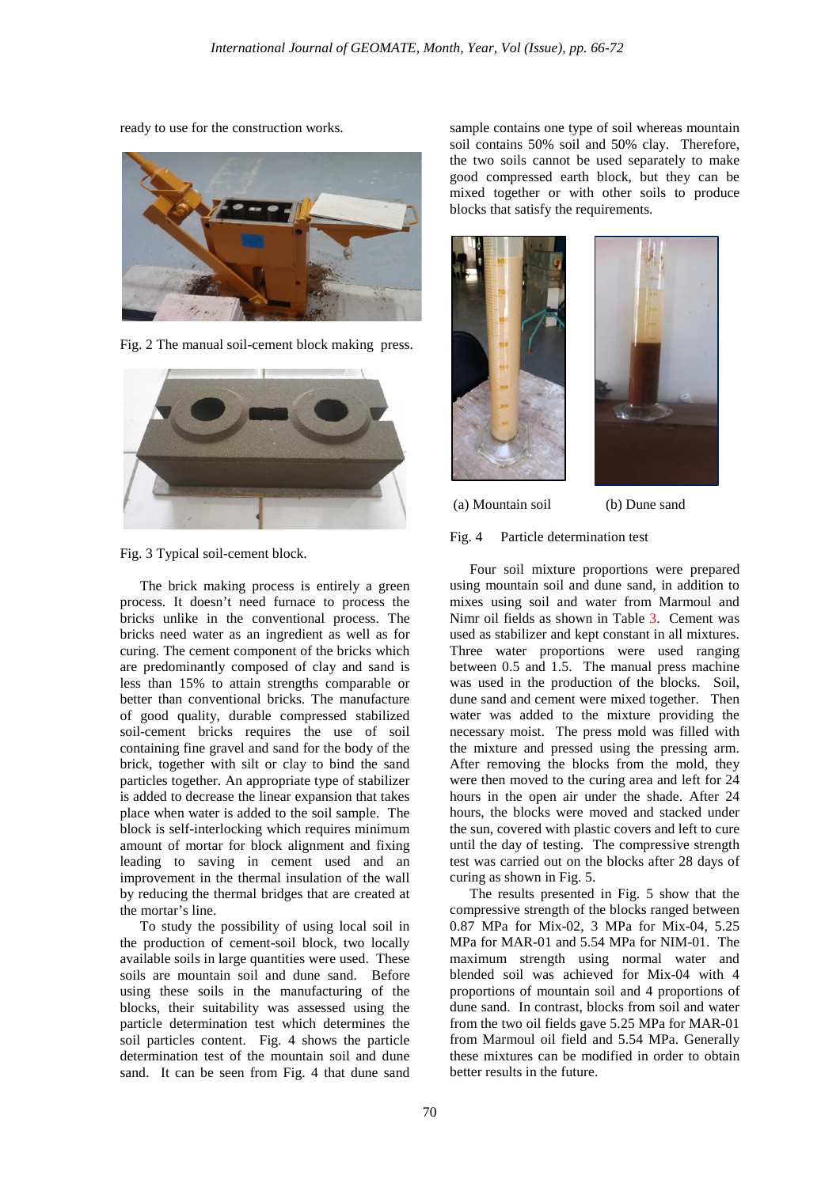ready to use for the construction works.

Fig. 2 The manual soil-cement block making press.

Fig. 3 Typical soil-cement block.

The brick making process is entirely a green process. It doesn't need furnace to process the bricks unlike in the conventional process. The bricks need water as an ingredient as well as for curing. The cement component of the bricks which are predominantly composed of clay and sand is less than 15% to attain strengths comparable or better than conventional bricks. The manufacture of good quality, durable compressed stabilized soil-cement bricks requires the use of soil containing fine gravel and sand for the body of the brick, together with silt or clay to bind the sand particles together. An appropriate type of stabilizer is added to decrease the linear expansion that takes place when water is added to the soil sample. The block is self-interlocking which requires minimum amount of mortar for block alignment and fixing leading to saving in cement used and an improvement in the thermal insulation of the wall by reducing the thermal bridges that are created at the mortar's line.

To study the possibility of using local soil in the production of cement-soil block, two locally available soils in large quantities were used. These soils are mountain soil and dune sand. Before using these soils in the manufacturing of the blocks, their suitability was assessed using the particle determination test which determines the soil particles content. Fig. 4 shows the particle determination test of the mountain soil and dune sand. It can be seen from Fig. 4 that dune sand sample contains one type of soil whereas mountain soil contains 50% soil and 50% clay. Therefore, the two soils cannot be used separately to make good compressed earth block, but they can be mixed together or with other soils to produce blocks that satisfy the requirements.

(a) Mountain soil (b) Dune sand

Fig. 4 Particle determination test

Four soil mixture proportions were prepared using mountain soil and dune sand, in addition to mixes using soil and water from Marmoul and Nimr oil fields as shown in Table 3. Cement was used as stabilizer and kept constant in all mixtures. Three water proportions were used ranging between 0.5 and 1.5. The manual press machine was used in the production of the blocks. Soil, dune sand and cement were mixed together. Then water was added to the mixture providing the necessary moist. The press mold was filled with the mixture and pressed using the pressing arm. After removing the blocks from the mold, they were then moved to the curing area and left for 24 hours in the open air under the shade. After 24 hours, the blocks were moved and stacked under the sun, covered with plastic covers and left to cure until the day of testing. The compressive strength test was carried out on the blocks after 28 days of curing as shown in Fig. 5.

The results presented in Fig. 5 show that the compressive strength of the blocks ranged between 0.87 MPa for Mix-02, 3 MPa for Mix-04, 5.25 MPa for MAR-01 and 5.54 MPa for NIM-01. The maximum strength using normal water and blended soil was achieved for Mix-04 with 4 proportions of mountain soil and 4 proportions of dune sand. In contrast, blocks from soil and water from the two oil fields gave 5.25 MPa for MAR-01 from Marmoul oil field and 5.54 MPa. Generally these mixtures can be modified in order to obtain better results in the future.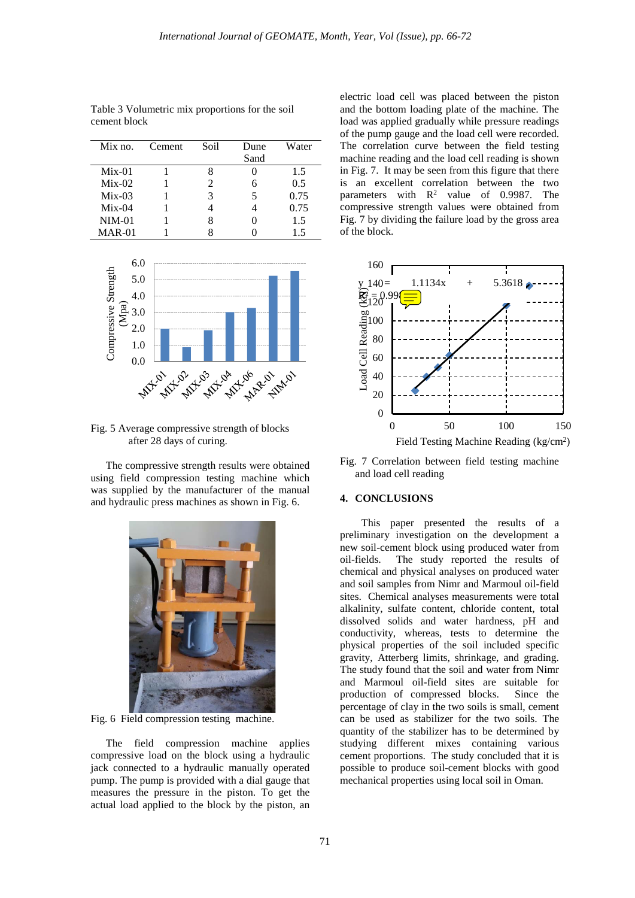Table 3 Volumetric mix proportions for the soil cement block

| Mix no. | Cement | Soil | Dune Sand | Water |
|---|---|---|---|---|
| Mix-01 | 1 | 8 | 0 | 1.5 |
| Mix-02 | 1 | 2 | 6 | 0.5 |
| Mix-03 | 1 | 3 | 5 | 0.75 |
| Mix-04 | 1 | 4 | 4 | 0.75 |
| NIM-01 | 1 | 8 | 0 | 1.5 |
| MAR-01 | 1 | 8 | 0 | 1.5 |

Fig. 5 Average compressive strength of blocks after 28 days of curing.

The compressive strength results were obtained using field compression testing machine which was supplied by the manufacturer of the manual and hydraulic press machines as shown in Fig. 6.

Fig. 6 Field compression testing machine.

The field compression machine applies compressive load on the block using a hydraulic jack connected to a hydraulic manually operated pump. The pump is provided with a dial gauge that measures the pressure in the piston. To get the actual load applied to the block by the piston, an electric load cell was placed between the piston and the bottom loading plate of the machine. The load was applied gradually while pressure readings of the pump gauge and the load cell were recorded. The correlation curve between the field testing machine reading and the load cell reading is shown in Fig. 7. It may be seen from this figure that there is an excellent correlation between the two parameters with $R^2$ value of 0.9987. The compressive strength values were obtained from Fig. 7 by dividing the failure load by the gross area of the block.

Fig. 7 Correlation between field testing machine and load cell reading

## 4. CONCLUSIONS

This paper presented the results of a preliminary investigation on the development a new soil-cement block using produced water from oil-fields. The study reported the results of chemical and physical analyses on produced water and soil samples from Nimr and Marmoul oil-field sites. Chemical analyses measurements were total alkalinity, sulfate content, chloride content, total dissolved solids and water hardness, pH and conductivity, whereas, tests to determine the physical properties of the soil included specific gravity, Atterberg limits, shrinkage, and grading. The study found that the soil and water from Nimr and Marmoul oil-field sites are suitable for production of compressed blocks. Since the percentage of clay in the two soils is small, cement can be used as stabilizer for the two soils. The quantity of the stabilizer has to be determined by studying different mixes containing various cement proportions. The study concluded that it is possible to produce soil-cement blocks with good mechanical properties using local soil in Oman.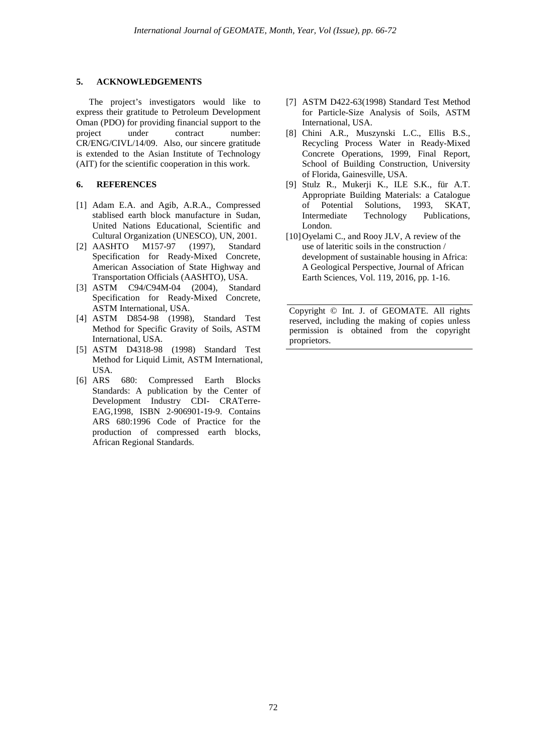## 5. ACKNOWLEDGEMENTS

The project's investigators would like to express their gratitude to Petroleum Development Oman (PDO) for providing financial support to the project under contract number: CR/ENG/CIVL/14/09. Also, our sincere gratitude is extended to the Asian Institute of Technology (AIT) for the scientific cooperation in this work.

## 6. REFERENCES

[1] Adam E.A. and Agib, A.R.A., Compressed stablised earth block manufacture in Sudan, United Nations Educational, Scientific and Cultural Organization (UNESCO), UN, 2001.

[2] AASHTO M157-97 (1997), Standard Specification for Ready-Mixed Concrete, American Association of State Highway and Transportation Officials (AASHTO), USA.

[3] ASTM C94/C94M-04 (2004), Standard Specification for Ready-Mixed Concrete, ASTM International, USA.

[4] ASTM D854-98 (1998), Standard Test Method for Specific Gravity of Soils, ASTM International, USA.

[5] ASTM D4318-98 (1998) Standard Test Method for Liquid Limit, ASTM International, USA.

[6] ARS 680: Compressed Earth Blocks Standards: A publication by the Center of Development Industry CDI- CRATerre-EAG,1998, ISBN 2-906901-19-9. Contains ARS 680:1996 Code of Practice for the production of compressed earth blocks, African Regional Standards.

[7] ASTM D422-63(1998) Standard Test Method for Particle-Size Analysis of Soils, ASTM International, USA.

[8] Chini A.R., Muszynski L.C., Ellis B.S., Recycling Process Water in Ready-Mixed Concrete Operations, 1999, Final Report, School of Building Construction, University of Florida, Gainesville, USA.

[9] Stulz R., Mukerji K., ILE S.K., für A.T. Appropriate Building Materials: a Catalogue of Potential Solutions, 1993, SKAT, Intermediate Technology Publications, London.

[10] Oyelami C., and Rooy JLV, A review of the use of lateritic soils in the construction / development of sustainable housing in Africa: A Geological Perspective, Journal of African Earth Sciences, Vol. 119, 2016, pp. 1-16.

Copyright © Int. J. of GEOMATE. All rights reserved, including the making of copies unless permission is obtained from the copyright proprietors.